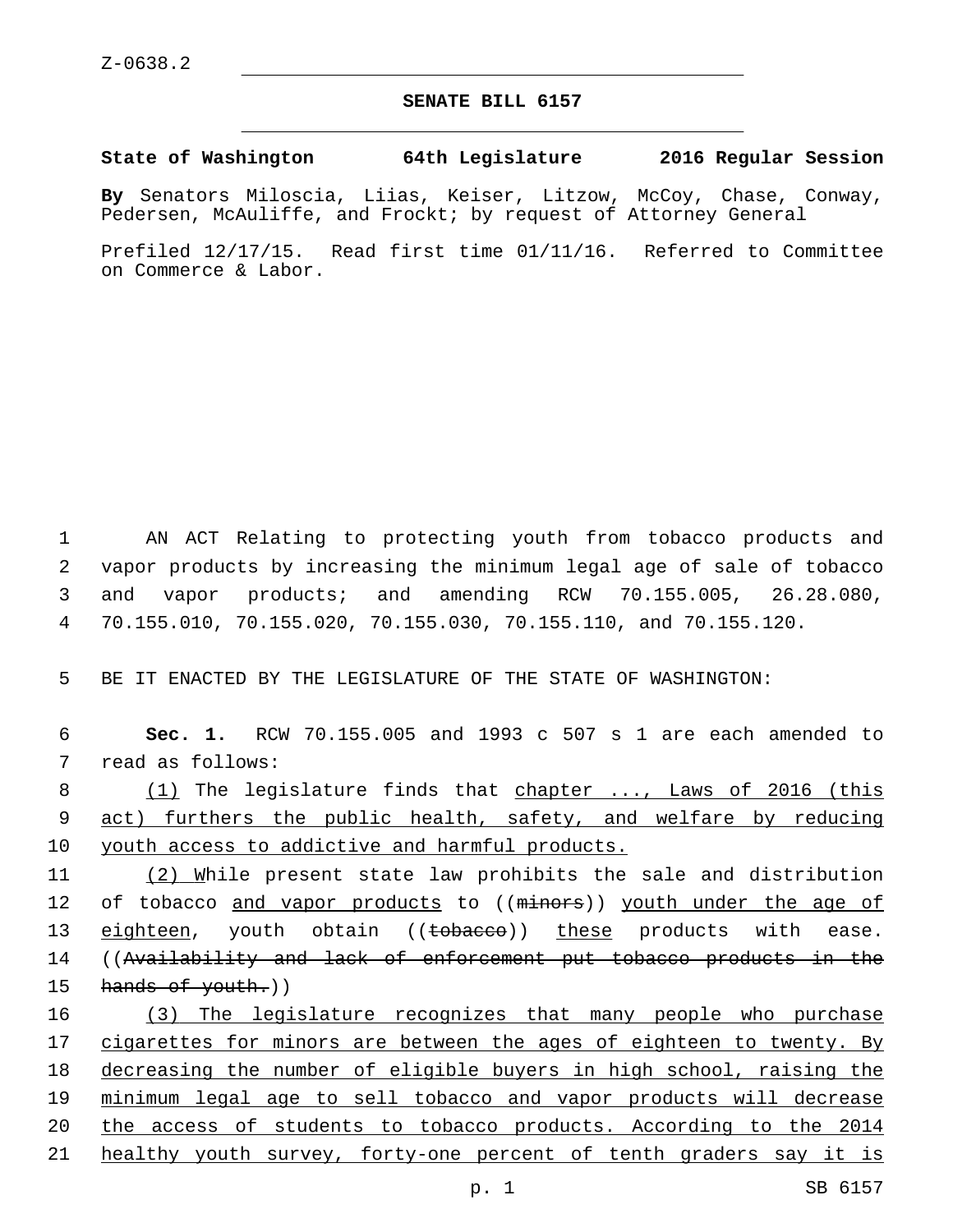Z-0638.2

# SENATE BILL 6157

**State of Washington 64th Legislature 2016 Regular Session**

**By** Senators Miloscia, Liias, Keiser, Litzow, McCoy, Chase, Conway, Pedersen, McAuliffe, and Frockt; by request of Attorney General

Prefiled 12/17/15. Read first time 01/11/16. Referred to Committee on Commerce & Labor.

AN ACT Relating to protecting youth from tobacco products and vapor products by increasing the minimum legal age of sale of tobacco and vapor products; and amending RCW 70.155.005, 26.28.080, 70.155.010, 70.155.020, 70.155.030, 70.155.110, and 70.155.120.

BE IT ENACTED BY THE LEGISLATURE OF THE STATE OF WASHINGTON:

**Sec. 1.** RCW 70.155.005 and 1993 c 507 s 1 are each amended to read as follows:

(1) The legislature finds that chapter ..., Laws of 2016 (this act) furthers the public health, safety, and welfare by reducing youth access to addictive and harmful products.

(2) While present state law prohibits the sale and distribution of tobacco and vapor products to ((~~minors~~)) youth under the age of eighteen, youth obtain ((~~tobacco~~)) these products with ease. ((~~Availability and lack of enforcement put tobacco products in the hands of youth.~~))

(3) The legislature recognizes that many people who purchase cigarettes for minors are between the ages of eighteen to twenty. By decreasing the number of eligible buyers in high school, raising the minimum legal age to sell tobacco and vapor products will decrease the access of students to tobacco products. According to the 2014 healthy youth survey, forty-one percent of tenth graders say it is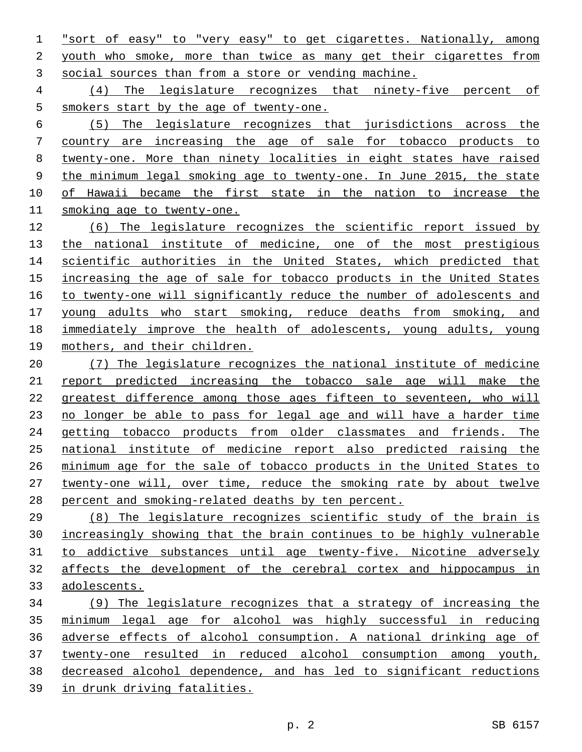"sort of easy" to "very easy" to get cigarettes. Nationally, among youth who smoke, more than twice as many get their cigarettes from social sources than from a store or vending machine.

(4) The legislature recognizes that ninety-five percent of smokers start by the age of twenty-one.

(5) The legislature recognizes that jurisdictions across the country are increasing the age of sale for tobacco products to twenty-one. More than ninety localities in eight states have raised the minimum legal smoking age to twenty-one. In June 2015, the state of Hawaii became the first state in the nation to increase the smoking age to twenty-one.

(6) The legislature recognizes the scientific report issued by the national institute of medicine, one of the most prestigious scientific authorities in the United States, which predicted that increasing the age of sale for tobacco products in the United States to twenty-one will significantly reduce the number of adolescents and young adults who start smoking, reduce deaths from smoking, and immediately improve the health of adolescents, young adults, young mothers, and their children.

(7) The legislature recognizes the national institute of medicine report predicted increasing the tobacco sale age will make the greatest difference among those ages fifteen to seventeen, who will no longer be able to pass for legal age and will have a harder time getting tobacco products from older classmates and friends. The national institute of medicine report also predicted raising the minimum age for the sale of tobacco products in the United States to twenty-one will, over time, reduce the smoking rate by about twelve percent and smoking-related deaths by ten percent.

(8) The legislature recognizes scientific study of the brain is increasingly showing that the brain continues to be highly vulnerable to addictive substances until age twenty-five. Nicotine adversely affects the development of the cerebral cortex and hippocampus in adolescents.

(9) The legislature recognizes that a strategy of increasing the minimum legal age for alcohol was highly successful in reducing adverse effects of alcohol consumption. A national drinking age of twenty-one resulted in reduced alcohol consumption among youth, decreased alcohol dependence, and has led to significant reductions in drunk driving fatalities.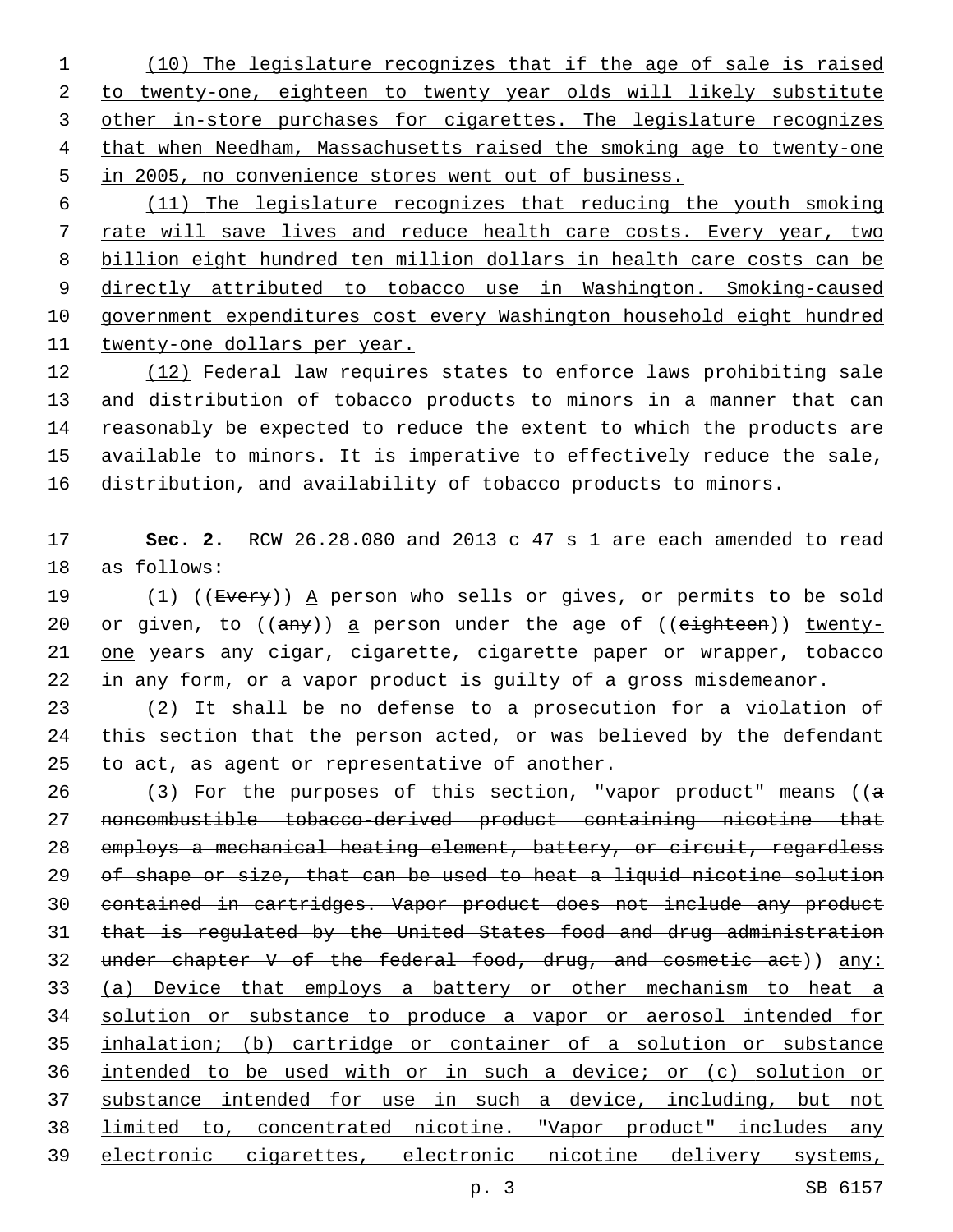(10) The legislature recognizes that if the age of sale is raised to twenty-one, eighteen to twenty year olds will likely substitute other in-store purchases for cigarettes. The legislature recognizes that when Needham, Massachusetts raised the smoking age to twenty-one in 2005, no convenience stores went out of business.

(11) The legislature recognizes that reducing the youth smoking rate will save lives and reduce health care costs. Every year, two billion eight hundred ten million dollars in health care costs can be directly attributed to tobacco use in Washington. Smoking-caused government expenditures cost every Washington household eight hundred twenty-one dollars per year.

(12) Federal law requires states to enforce laws prohibiting sale and distribution of tobacco products to minors in a manner that can reasonably be expected to reduce the extent to which the products are available to minors. It is imperative to effectively reduce the sale, distribution, and availability of tobacco products to minors.

**Sec. 2.** RCW 26.28.080 and 2013 c 47 s 1 are each amended to read as follows:

(1) ((~~Every~~)) A person who sells or gives, or permits to be sold or given, to ((~~any~~)) a person under the age of ((~~eighteen~~)) twenty-one years any cigar, cigarette, cigarette paper or wrapper, tobacco in any form, or a vapor product is guilty of a gross misdemeanor.

(2) It shall be no defense to a prosecution for a violation of this section that the person acted, or was believed by the defendant to act, as agent or representative of another.

(3) For the purposes of this section, "vapor product" means ((~~a noncombustible tobacco-derived product containing nicotine that employs a mechanical heating element, battery, or circuit, regardless of shape or size, that can be used to heat a liquid nicotine solution contained in cartridges. Vapor product does not include any product that is regulated by the United States food and drug administration under chapter V of the federal food, drug, and cosmetic act~~)) any: (a) Device that employs a battery or other mechanism to heat a solution or substance to produce a vapor or aerosol intended for inhalation; (b) cartridge or container of a solution or substance intended to be used with or in such a device; or (c) solution or substance intended for use in such a device, including, but not limited to, concentrated nicotine. "Vapor product" includes any electronic cigarettes, electronic nicotine delivery systems,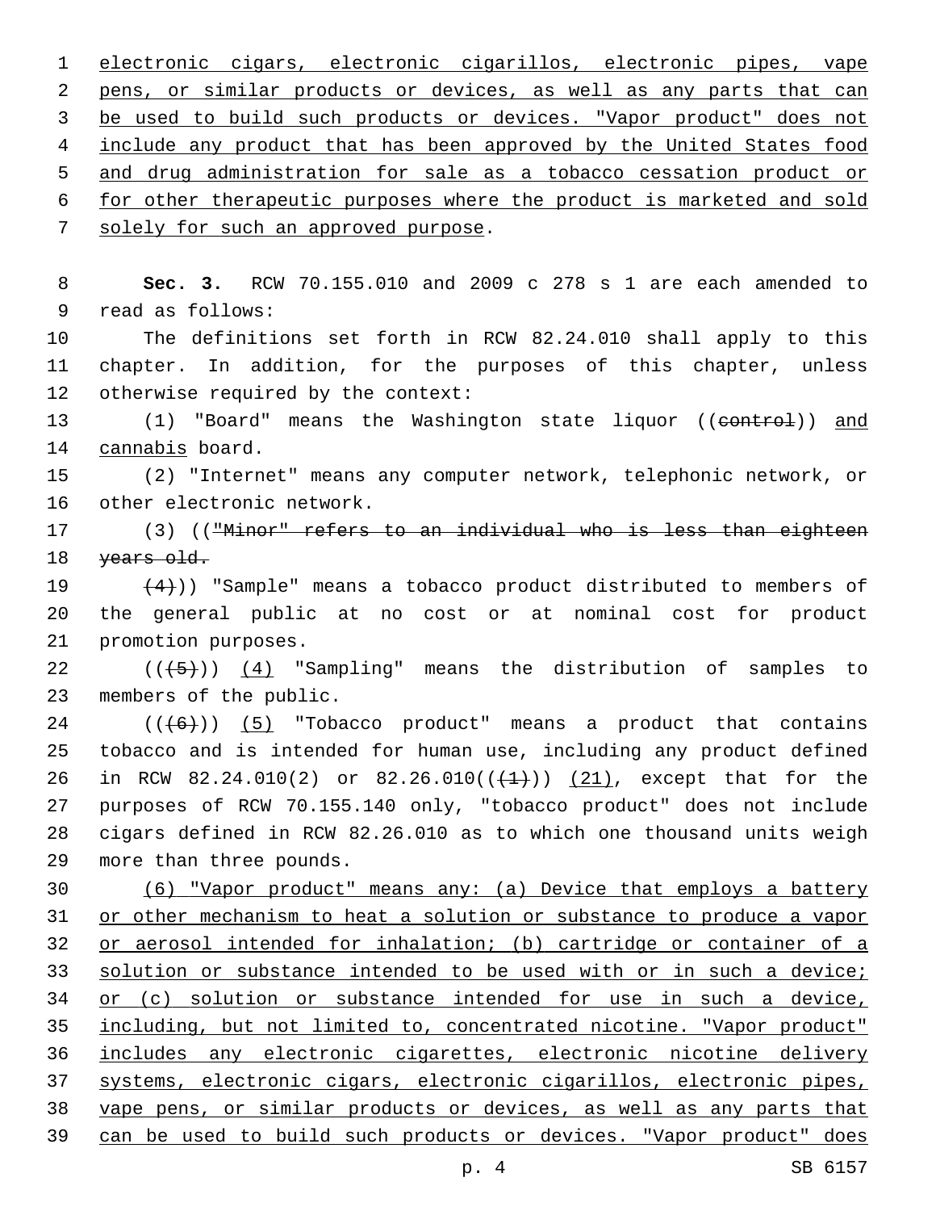electronic cigars, electronic cigarillos, electronic pipes, vape pens, or similar products or devices, as well as any parts that can be used to build such products or devices. "Vapor product" does not include any product that has been approved by the United States food and drug administration for sale as a tobacco cessation product or for other therapeutic purposes where the product is marketed and sold solely for such an approved purpose.

**Sec. 3.** RCW 70.155.010 and 2009 c 278 s 1 are each amended to read as follows:

The definitions set forth in RCW 82.24.010 shall apply to this chapter. In addition, for the purposes of this chapter, unless otherwise required by the context:

(1) "Board" means the Washington state liquor ((~~control~~)) and cannabis board.

(2) "Internet" means any computer network, telephonic network, or other electronic network.

(3) ((~~"Minor" refers to an individual who is less than eighteen years old.~~

~~(4)~~)) "Sample" means a tobacco product distributed to members of the general public at no cost or at nominal cost for product promotion purposes.

((~~(5)~~)) (4) "Sampling" means the distribution of samples to members of the public.

((~~(6)~~)) (5) "Tobacco product" means a product that contains tobacco and is intended for human use, including any product defined in RCW 82.24.010(2) or 82.26.010((~~(1)~~)) (21), except that for the purposes of RCW 70.155.140 only, "tobacco product" does not include cigars defined in RCW 82.26.010 as to which one thousand units weigh more than three pounds.

(6) "Vapor product" means any: (a) Device that employs a battery or other mechanism to heat a solution or substance to produce a vapor or aerosol intended for inhalation; (b) cartridge or container of a solution or substance intended to be used with or in such a device; or (c) solution or substance intended for use in such a device, including, but not limited to, concentrated nicotine. "Vapor product" includes any electronic cigarettes, electronic nicotine delivery systems, electronic cigars, electronic cigarillos, electronic pipes, vape pens, or similar products or devices, as well as any parts that can be used to build such products or devices. "Vapor product" does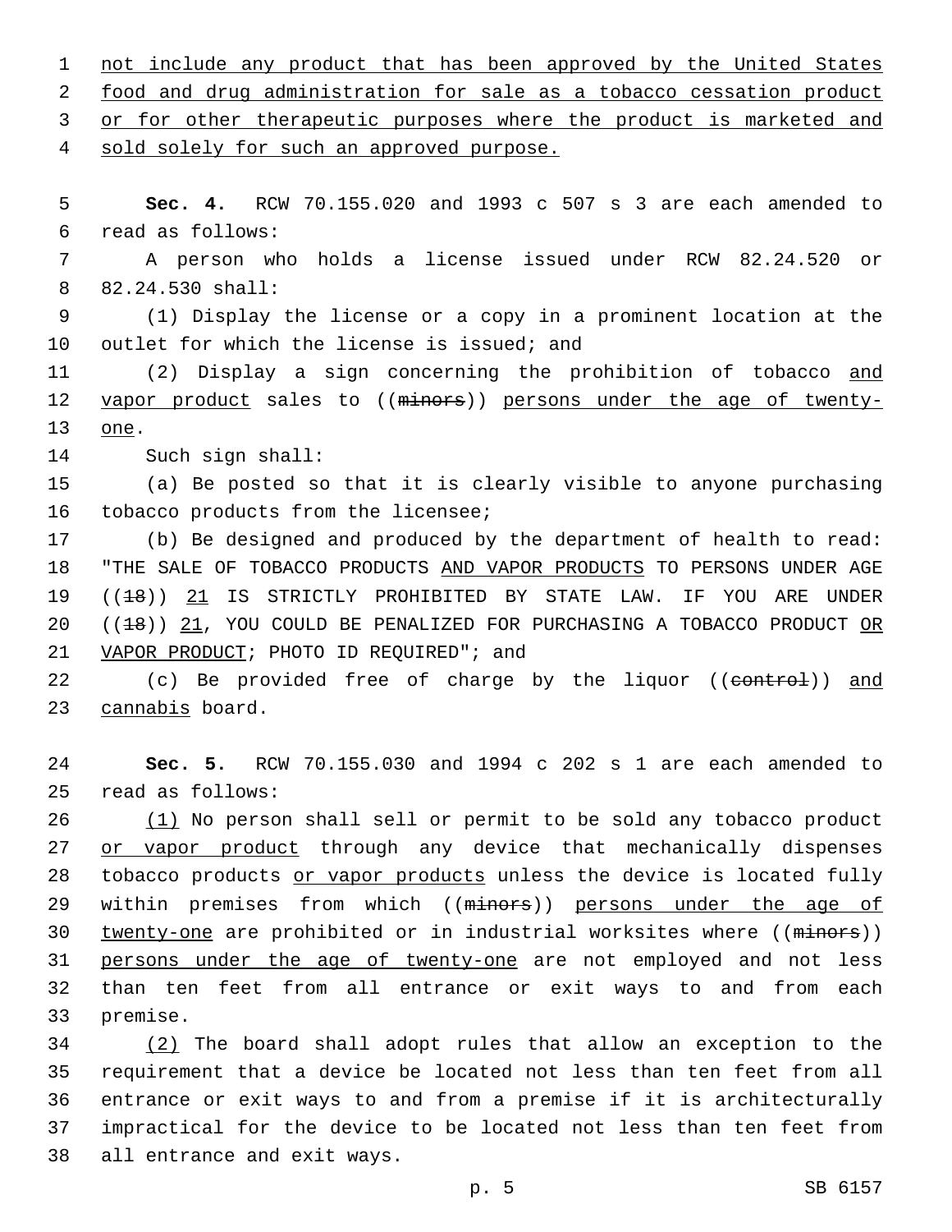not include any product that has been approved by the United States food and drug administration for sale as a tobacco cessation product or for other therapeutic purposes where the product is marketed and sold solely for such an approved purpose.

**Sec. 4.** RCW 70.155.020 and 1993 c 507 s 3 are each amended to read as follows:

A person who holds a license issued under RCW 82.24.520 or 82.24.530 shall:

(1) Display the license or a copy in a prominent location at the outlet for which the license is issued; and

(2) Display a sign concerning the prohibition of tobacco and vapor product sales to ((~~minors~~)) persons under the age of twenty-one.

Such sign shall:

(a) Be posted so that it is clearly visible to anyone purchasing tobacco products from the licensee;

(b) Be designed and produced by the department of health to read: "THE SALE OF TOBACCO PRODUCTS AND VAPOR PRODUCTS TO PERSONS UNDER AGE ((~~18~~)) 21 IS STRICTLY PROHIBITED BY STATE LAW. IF YOU ARE UNDER ((~~18~~)) 21, YOU COULD BE PENALIZED FOR PURCHASING A TOBACCO PRODUCT OR VAPOR PRODUCT; PHOTO ID REQUIRED"; and

(c) Be provided free of charge by the liquor ((~~control~~)) and cannabis board.

**Sec. 5.** RCW 70.155.030 and 1994 c 202 s 1 are each amended to read as follows:

(1) No person shall sell or permit to be sold any tobacco product or vapor product through any device that mechanically dispenses tobacco products or vapor products unless the device is located fully within premises from which ((~~minors~~)) persons under the age of twenty-one are prohibited or in industrial worksites where ((~~minors~~)) persons under the age of twenty-one are not employed and not less than ten feet from all entrance or exit ways to and from each premise.

(2) The board shall adopt rules that allow an exception to the requirement that a device be located not less than ten feet from all entrance or exit ways to and from a premise if it is architecturally impractical for the device to be located not less than ten feet from all entrance and exit ways.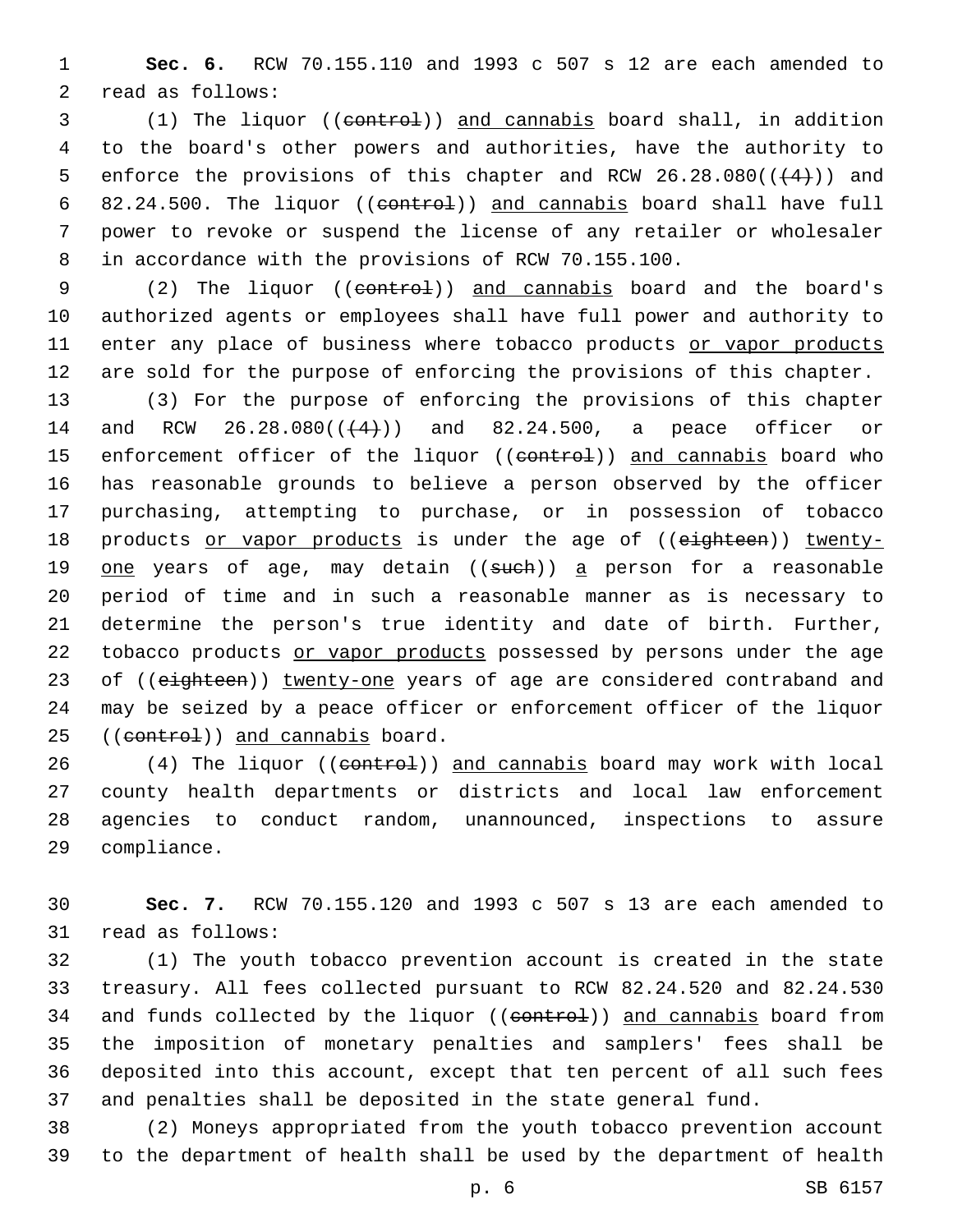**Sec. 6.** RCW 70.155.110 and 1993 c 507 s 12 are each amended to read as follows:

(1) The liquor ((~~control~~)) <u>and cannabis</u> board shall, in addition to the board's other powers and authorities, have the authority to enforce the provisions of this chapter and RCW 26.28.080((~~(4)~~)) and 82.24.500. The liquor ((~~control~~)) <u>and cannabis</u> board shall have full power to revoke or suspend the license of any retailer or wholesaler in accordance with the provisions of RCW 70.155.100.

(2) The liquor ((~~control~~)) <u>and cannabis</u> board and the board's authorized agents or employees shall have full power and authority to enter any place of business where tobacco products <u>or vapor products</u> are sold for the purpose of enforcing the provisions of this chapter.

(3) For the purpose of enforcing the provisions of this chapter and RCW 26.28.080((~~(4)~~)) and 82.24.500, a peace officer or enforcement officer of the liquor ((~~control~~)) <u>and cannabis</u> board who has reasonable grounds to believe a person observed by the officer purchasing, attempting to purchase, or in possession of tobacco products <u>or vapor products</u> is under the age of ((~~eighteen~~)) <u>twenty-one</u> years of age, may detain ((~~such~~)) <u>a</u> person for a reasonable period of time and in such a reasonable manner as is necessary to determine the person's true identity and date of birth. Further, tobacco products <u>or vapor products</u> possessed by persons under the age of ((~~eighteen~~)) <u>twenty-one</u> years of age are considered contraband and may be seized by a peace officer or enforcement officer of the liquor ((~~control~~)) <u>and cannabis</u> board.

(4) The liquor ((~~control~~)) <u>and cannabis</u> board may work with local county health departments or districts and local law enforcement agencies to conduct random, unannounced, inspections to assure compliance.

**Sec. 7.** RCW 70.155.120 and 1993 c 507 s 13 are each amended to read as follows:

(1) The youth tobacco prevention account is created in the state treasury. All fees collected pursuant to RCW 82.24.520 and 82.24.530 and funds collected by the liquor ((~~control~~)) <u>and cannabis</u> board from the imposition of monetary penalties and samplers' fees shall be deposited into this account, except that ten percent of all such fees and penalties shall be deposited in the state general fund.

(2) Moneys appropriated from the youth tobacco prevention account to the department of health shall be used by the department of health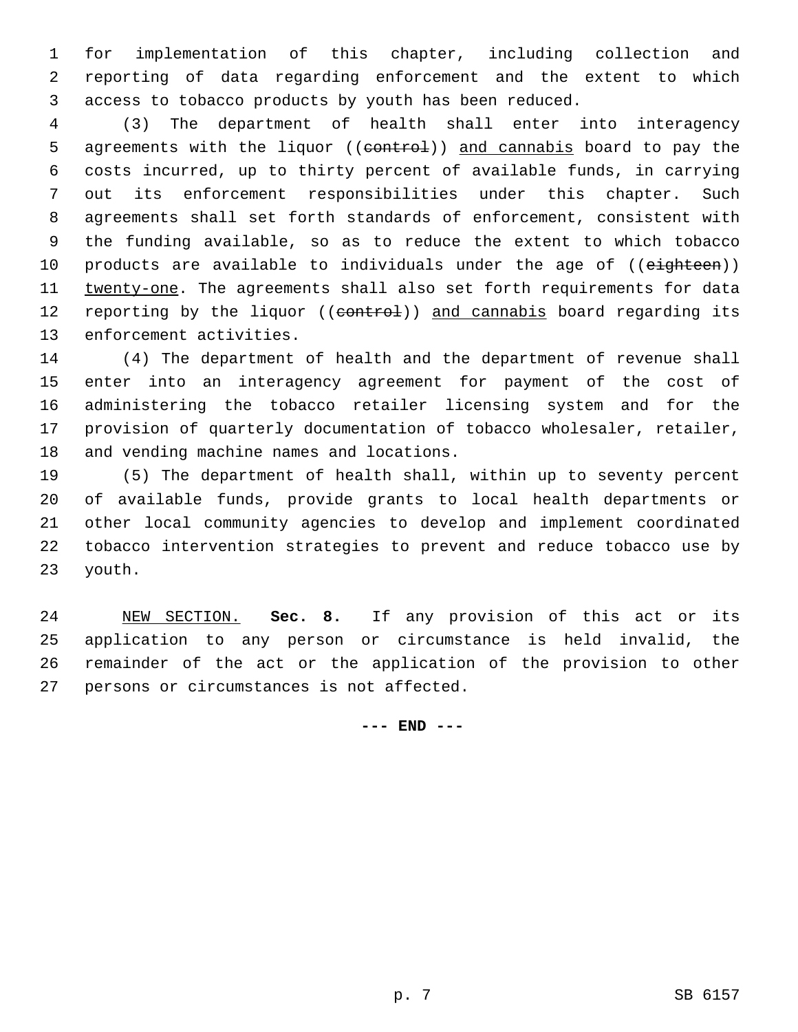for implementation of this chapter, including collection and reporting of data regarding enforcement and the extent to which access to tobacco products by youth has been reduced.

(3) The department of health shall enter into interagency agreements with the liquor ((~~control~~)) <u>and cannabis</u> board to pay the costs incurred, up to thirty percent of available funds, in carrying out its enforcement responsibilities under this chapter. Such agreements shall set forth standards of enforcement, consistent with the funding available, so as to reduce the extent to which tobacco products are available to individuals under the age of ((~~eighteen~~)) <u>twenty-one</u>. The agreements shall also set forth requirements for data reporting by the liquor ((~~control~~)) <u>and cannabis</u> board regarding its enforcement activities.

(4) The department of health and the department of revenue shall enter into an interagency agreement for payment of the cost of administering the tobacco retailer licensing system and for the provision of quarterly documentation of tobacco wholesaler, retailer, and vending machine names and locations.

(5) The department of health shall, within up to seventy percent of available funds, provide grants to local health departments or other local community agencies to develop and implement coordinated tobacco intervention strategies to prevent and reduce tobacco use by youth.

<u>NEW SECTION.</u> **Sec. 8.** If any provision of this act or its application to any person or circumstance is held invalid, the remainder of the act or the application of the provision to other persons or circumstances is not affected.

**--- END ---**